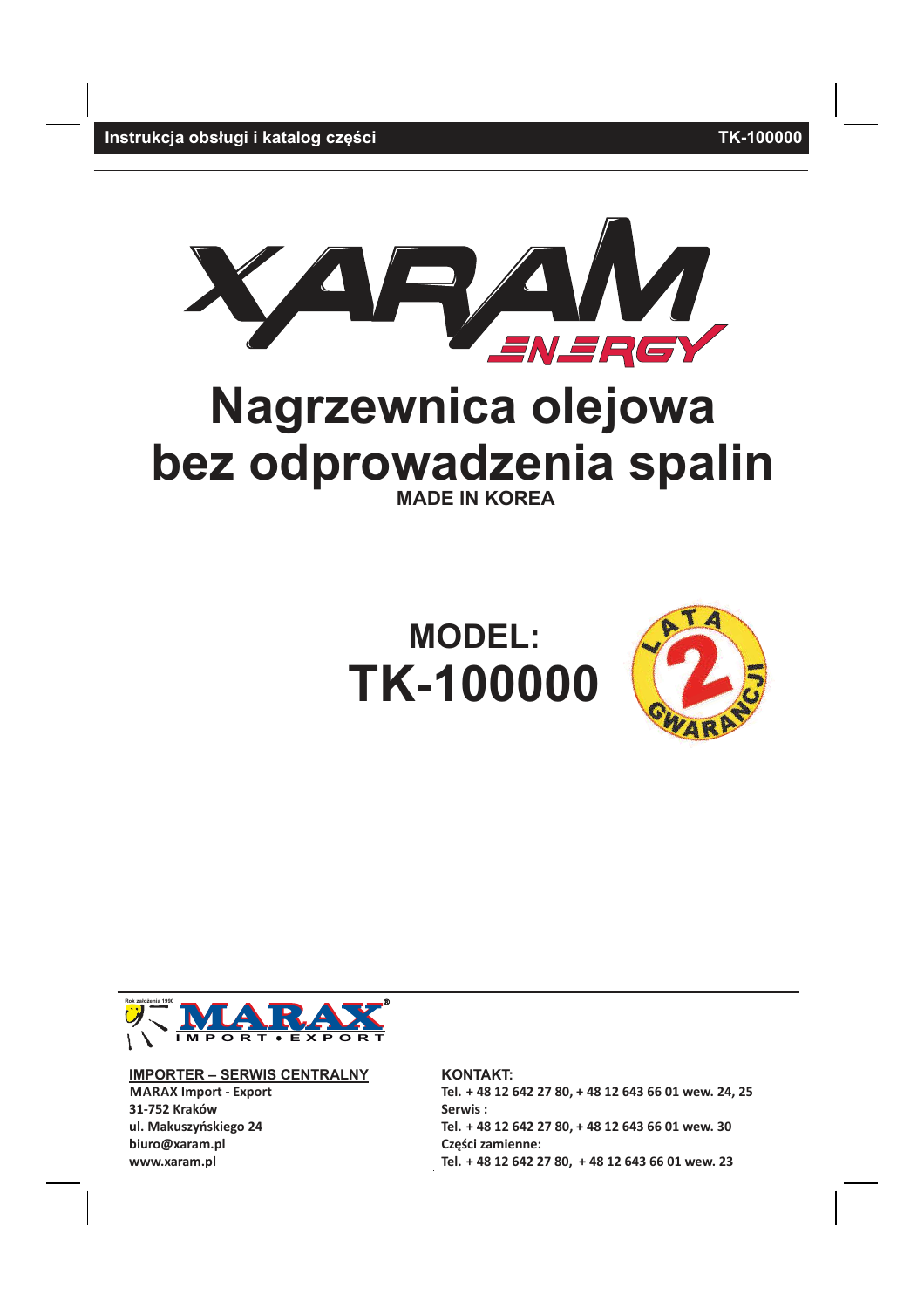Instrukcja obsługi i katalog części TK-100000

XARAM ENERGY

# Nagrzewnica olejowa bez odprowadzenia spalin

**MADE IN KOREA**

## MODEL: TK-100000

2 LATA GWARANCJI

Rok założenia 1990

MARAX IMPORT • EXPORT

**IMPORTER – SERWIS CENTRALNY**
**MARAX Import - Export**
**31-752 Kraków**
**ul. Makuszyńskiego 24**
**biuro@xaram.pl**
**www.xaram.pl**

**KONTAKT:**
**Tel. + 48 12 642 27 80, + 48 12 643 66 01 wew. 24, 25**
**Serwis :**
**Tel. + 48 12 642 27 80, + 48 12 643 66 01 wew. 30**
**Części zamienne:**
**Tel. + 48 12 642 27 80, + 48 12 643 66 01 wew. 23**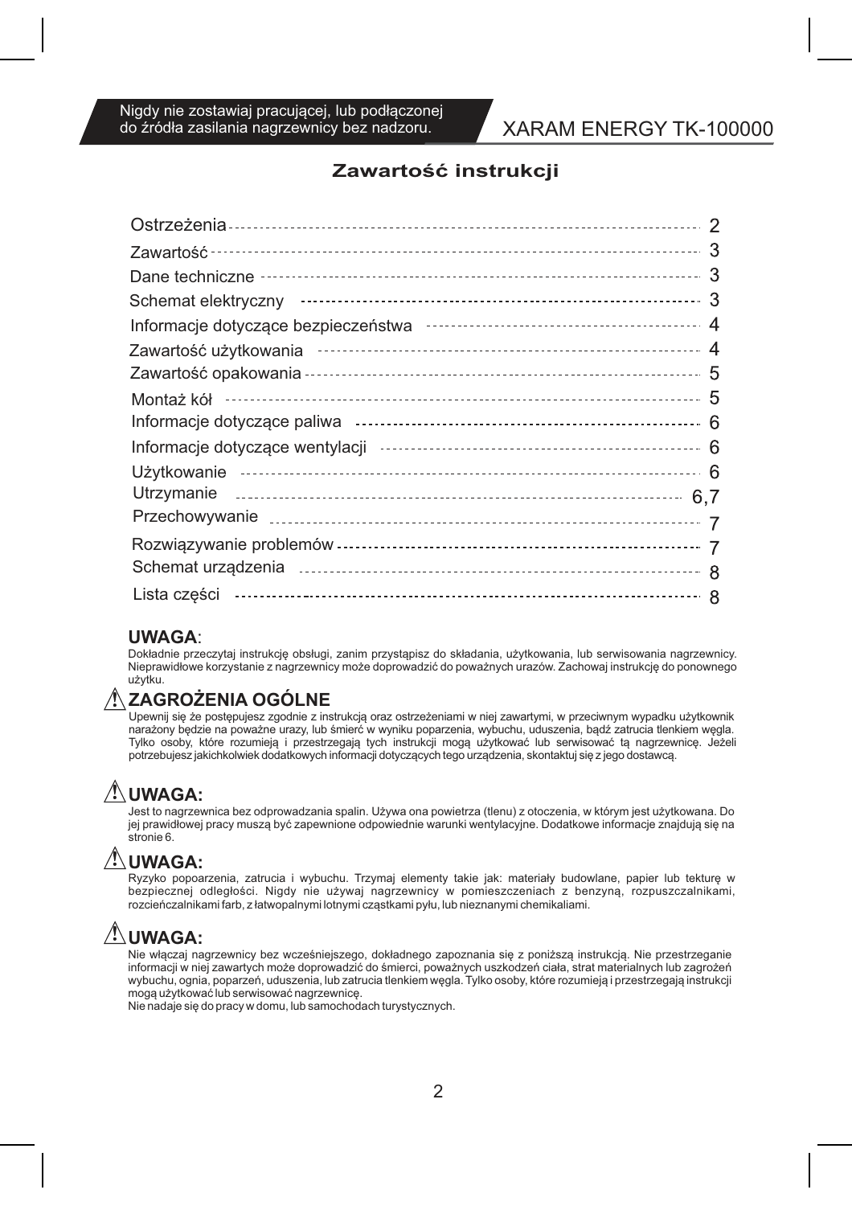Nigdy nie zostawiaj pracującej, lub podłączonej do źródła zasilania nagrzewnicy bez nadzoru.

XARAM ENERGY TK-100000

## Zawartość instrukcji

| | |
|---|---|
| Ostrzeżenia | 2 |
| Zawartość | 3 |
| Dane techniczne | 3 |
| Schemat elektryczny | 3 |
| Informacje dotyczące bezpieczeństwa | 4 |
| Zawartość użytkowania | 4 |
| Zawartość opakowania | 5 |
| Montaż kół | 5 |
| Informacje dotyczące paliwa | 6 |
| Informacje dotyczące wentylacji | 6 |
| Użytkowanie | 6 |
| Utrzymanie | 6,7 |
| Przechowywanie | 7 |
| Rozwiązywanie problemów | 7 |
| Schemat urządzenia | 8 |
| Lista części | 8 |

**UWAGA**:

Dokładnie przeczytaj instrukcję obsługi, zanim przystąpisz do składania, użytkowania, lub serwisowania nagrzewnicy. Nieprawidłowe korzystanie z nagrzewnicy może doprowadzić do poważnych urazów. Zachowaj instrukcję do ponownego użytku.

### ⚠ ZAGROŻENIA OGÓLNE

Upewnij się że postępujesz zgodnie z instrukcją oraz ostrzeżeniami w niej zawartymi, w przeciwnym wypadku użytkownik narażony będzie na poważne urazy, lub śmierć w wyniku poparzenia, wybuchu, uduszenia, bądź zatrucia tlenkiem węgla. Tylko osoby, które rozumieją i przestrzegają tych instrukcji mogą użytkować lub serwisować tą nagrzewnicę. Jeżeli potrzebujesz jakichkolwiek dodatkowych informacji dotyczących tego urządzenia, skontaktuj się z jego dostawcą.

### ⚠ UWAGA:

Jest to nagrzewnica bez odprowadzania spalin. Używa ona powietrza (tlenu) z otoczenia, w którym jest użytkowana. Do jej prawidłowej pracy muszą być zapewnione odpowiednie warunki wentylacyjne. Dodatkowe informacje znajdują się na stronie 6.

### ⚠ UWAGA:

Ryzyko popoarzenia, zatrucia i wybuchu. Trzymaj elementy takie jak: materiały budowlane, papier lub tekturę w bezpiecznej odległości. Nigdy nie używaj nagrzewnicy w pomieszczeniach z benzyną, rozpuszczalnikami, rozcieńczalnikami farb, z łatwopalnymi lotnymi cząstkami pyłu, lub nieznanymi chemikaliami.

### ⚠ UWAGA:

Nie włączaj nagrzewnicy bez wcześniejszego, dokładnego zapoznania się z poniższą instrukcją. Nie przestrzeganie informacji w niej zawartych może doprowadzić do śmierci, poważnych uszkodzeń ciała, strat materialnych lub zagrożeń wybuchu, ognia, poparzeń, uduszenia, lub zatrucia tlenkiem węgla. Tylko osoby, które rozumieją i przestrzegają instrukcji mogą użytkować lub serwisować nagrzewnicę.

Nie nadaje się do pracy w domu, lub samochodach turystycznych.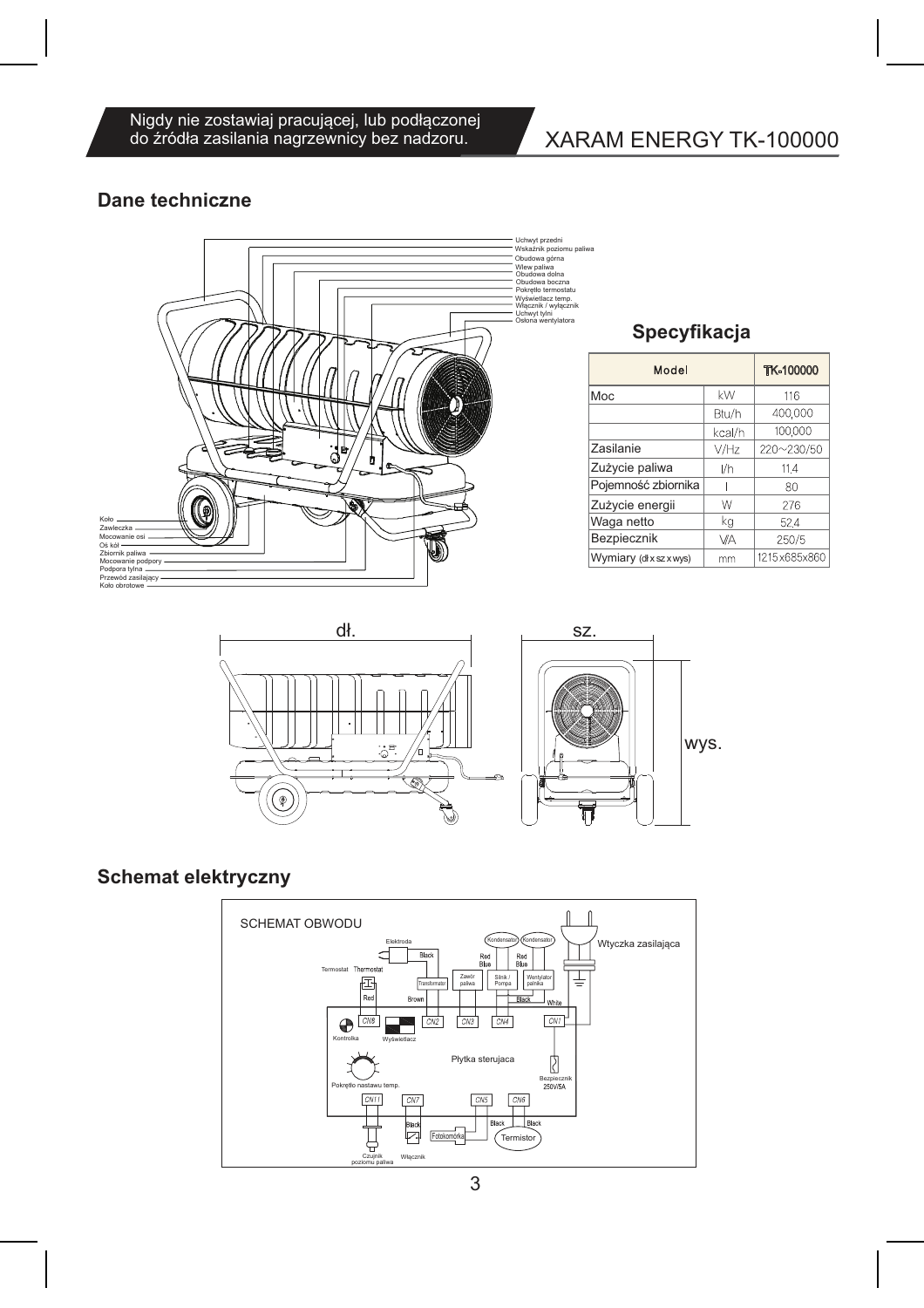Nigdy nie zostawiaj pracującej, lub podłączonej do źródła zasilania nagrzewnicy bez nadzoru.

## Dane techniczne

Uchwyt przedni
Wskaźnik poziomu paliwa
Obudowa górna
Wlew paliwa
Obudowa dolna
Obudowa boczna
Pokrętło termostatu
Wyświetlacz temp.
Włącznik / wyłącznik
Uchwyt tylni
Osłona wentylatora

Koło
Zawleczka
Mocowanie osi
Oś kół
Zbiornik paliwa
Mocowanie podpory
Podpora tylna
Przewód zasilający
Koło obrotowe

### Specyfikacja

| Model | | TK-100000 |
|---|---|---|
| Moc | kW | 116 |
| | Btu/h | 400,000 |
| | kcal/h | 100,000 |
| Zasilanie | V/Hz | 220~230/50 |
| Zużycie paliwa | l/h | 11,4 |
| Pojemność zbiornika | l | 80 |
| Zużycie energii | W | 276 |
| Waga netto | kg | 52,4 |
| Bezpiecznik | V/A | 250/5 |
| Wymiary (dł x sz x wys) | mm | 1215x685x860 |

dł. sz. wys.

## Schemat elektryczny

SCHEMAT OBWODU

Elektroda, Kondensator, Kondensator, Wtyczka zasilająca, Termostat, Thermostat, Black, Red Blue, Red Blue, Transformator, Zawór paliwa, Silnik / Pompa, Wentylator palnika, Red, Brown, Black, White, CN8, CN2, CN3, CN4, CN1, Kontrolka, Wyświetlacz, Płytka sterująca, Pokrętło nastawu temp., Bezpiecznik 250V/5A, CN11, CN7, CN5, CN6, Black, Black, Black, Fotokomórka, Termistor, Czujnik poziomu paliwa, Włącznik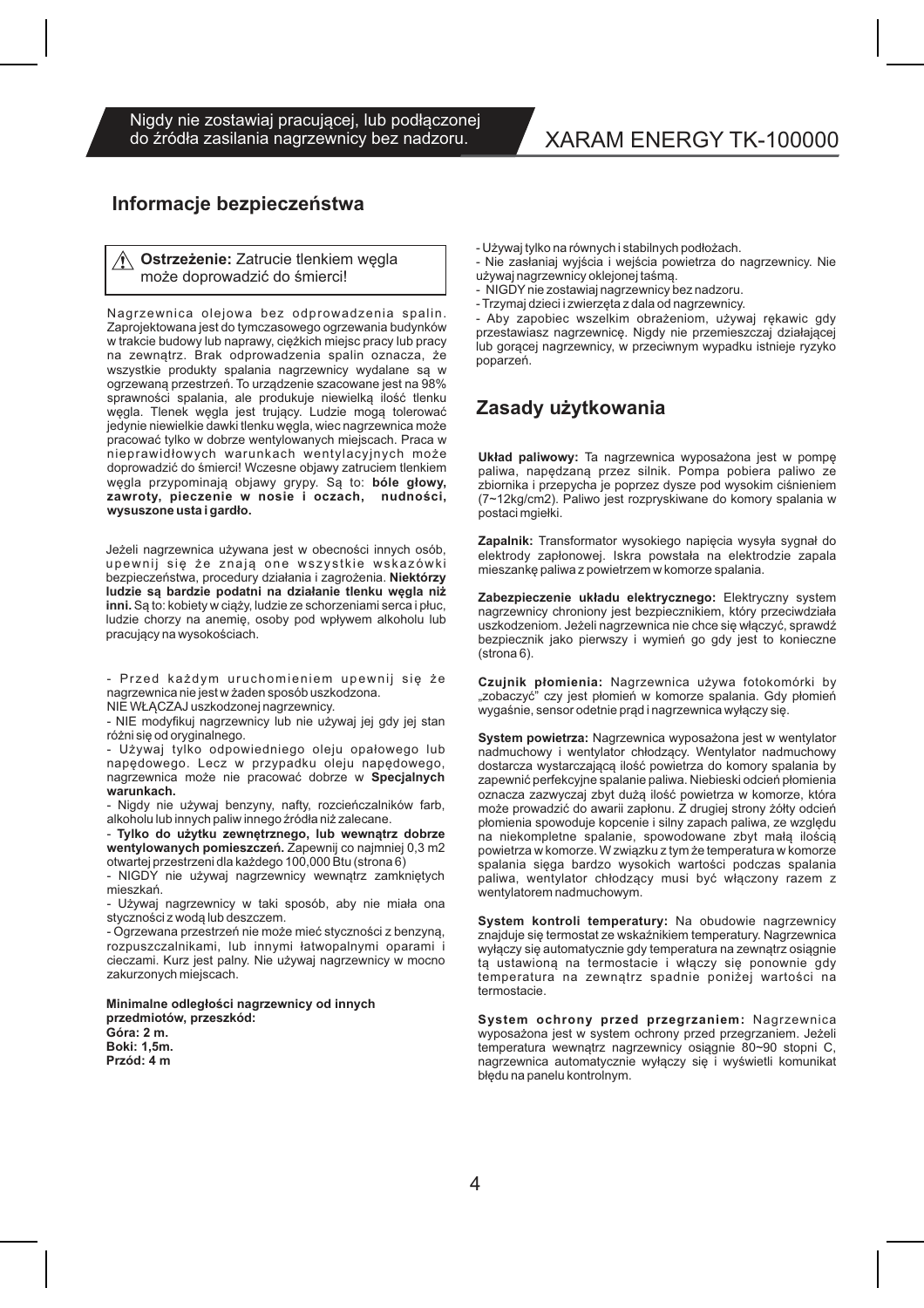## Informacje bezpieczeństwa

⚠ **Ostrzeżenie:** Zatrucie tlenkiem węgla może doprowadzić do śmierci!

Nagrzewnica olejowa bez odprowadzenia spalin. Zaprojektowana jest do tymczasowego ogrzewania budynków w trakcie budowy lub naprawy, ciężkich miejsc pracy lub pracy na zewnątrz. Brak odprowadzenia spalin oznacza, że wszystkie produkty spalania nagrzewnicy wydalane są w ogrzewaną przestrzeń. To urządzenie szacowane jest na 98% sprawności spalania, ale produkuje niewielką ilość tlenku węgla. Tlenek węgla jest trujący. Ludzie mogą tolerować jedynie niewielkie dawki tlenku węgla, wiec nagrzewnica może pracować tylko w dobrze wentylowanych miejscach. Praca w nieprawidłowych warunkach wentylacyjnych może doprowadzić do śmierci! Wczesne objawy zatruciem tlenkiem węgla przypominają objawy grypy. Są to: **bóle głowy, zawroty, pieczenie w nosie i oczach, nudności, wysuszone usta i gardło.**

Jeżeli nagrzewnica używana jest w obecności innych osób, upewnij się że znają one wszystkie wskazówki bezpieczeństwa, procedury działania i zagrożenia. **Niektórzy ludzie są bardzie podatni na działanie tlenku węgla niż inni.** Są to: kobiety w ciąży, ludzie ze schorzeniami serca i płuc, ludzie chorzy na anemię, osoby pod wpływem alkoholu lub pracujący na wysokościach.

- Przed każdym uruchomieniem upewnij się że nagrzewnica nie jest w żaden sposób uszkodzona.
NIE WŁĄCZAJ uszkodzonej nagrzewnicy.
- NIE modyfikuj nagrzewnicy lub nie używaj jej gdy jej stan różni się od oryginalnego.
- Używaj tylko odpowiedniego oleju opałowego lub napędowego. Lecz w przypadku oleju napędowego, nagrzewnica może nie pracować dobrze w **Specjalnych warunkach.**
- Nigdy nie używaj benzyny, nafty, rozcieńczalników farb, alkoholu lub innych paliw innego źródła niż zalecane.
- **Tylko do użytku zewnętrznego, lub wewnątrz dobrze wentylowanych pomieszczeń.** Zapewnij co najmniej 0,3 m2 otwartej przestrzeni dla każdego 100,000 Btu (strona 6)
- NIGDY nie używaj nagrzewnicy wewnątrz zamkniętych mieszkań.
- Używaj nagrzewnicy w taki sposób, aby nie miała ona styczności z wodą lub deszczem.
- Ogrzewana przestrzeń nie może mieć styczności z benzyną, rozpuszczalnikami, lub innymi łatwopalnymi oparami i cieczami. Kurz jest palny. Nie używaj nagrzewnicy w mocno zakurzonych miejscach.

**Minimalne odległości nagrzewnicy od innych przedmiotów, przeszkód:**
**Góra: 2 m.**
**Boki: 1,5m.**
**Przód: 4 m**

- Używaj tylko na równych i stabilnych podłożach.
- Nie zasłaniaj wyjścia i wejścia powietrza do nagrzewnicy. Nie używaj nagrzewnicy oklejonej taśmą.
- NIGDY nie zostawiaj nagrzewnicy bez nadzoru.
- Trzymaj dzieci i zwierzęta z dala od nagrzewnicy.
- Aby zapobiec wszelkim obrażeniom, używaj rękawic gdy przestawiasz nagrzewnicę. Nigdy nie przemieszczaj działającej lub gorącej nagrzewnicy, w przeciwnym wypadku istnieje ryzyko poparzeń.

## Zasady użytkowania

**Układ paliwowy:** Ta nagrzewnica wyposażona jest w pompę paliwa, napędzaną przez silnik. Pompa pobiera paliwo ze zbiornika i przepycha je poprzez dysze pod wysokim ciśnieniem (7~12kg/cm2). Paliwo jest rozpryskiwane do komory spalania w postaci mgiełki.

**Zapalnik:** Transformator wysokiego napięcia wysyła sygnał do elektrody zapłonowej. Iskra powstała na elektrodzie zapala mieszankę paliwa z powietrzem w komorze spalania.

**Zabezpieczenie układu elektrycznego:** Elektryczny system nagrzewnicy chroniony jest bezpiecznikiem, który przeciwdziała uszkodzeniom. Jeżeli nagrzewnica nie chce się włączyć, sprawdź bezpiecznik jako pierwszy i wymień go gdy jest to konieczne (strona 6).

**Czujnik płomienia:** Nagrzewnica używa fotokomórki by „zobaczyć" czy jest płomień w komorze spalania. Gdy płomień wygaśnie, sensor odetnie prąd i nagrzewnica wyłączy się.

**System powietrza:** Nagrzewnica wyposażona jest w wentylator nadmuchowy i wentylator chłodzący. Wentylator nadmuchowy dostarcza wystarczającą ilość powietrza do komory spalania by zapewnić perfekcyjne spalanie paliwa. Niebieski odcień płomienia oznacza zazwyczaj zbyt dużą ilość powietrza w komorze, która może prowadzić do awarii zapłonu. Z drugiej strony żółty odcień płomienia spowoduje kopcenie i silny zapach paliwa, ze względu na niekompletne spalanie, spowodowane zbyt małą ilością powietrza w komorze. W związku z tym że temperatura w komorze spalania sięga bardzo wysokich wartości podczas spalania paliwa, wentylator chłodzący musi być włączony razem z wentylatorem nadmuchowym.

**System kontroli temperatury:** Na obudowie nagrzewnicy znajduje się termostat ze wskaźnikiem temperatury. Nagrzewnica wyłączy się automatycznie gdy temperatura na zewnątrz osiągnie tą ustawioną na termostacie i włączy się ponownie gdy temperatura na zewnątrz spadnie poniżej wartości na termostacie.

**System ochrony przed przegrzaniem:** Nagrzewnica wyposażona jest w system ochrony przed przegrzaniem. Jeżeli temperatura wewnątrz nagrzewnicy osiągnie 80~90 stopni C, nagrzewnica automatycznie wyłączy się i wyświetli komunikat błędu na panelu kontrolnym.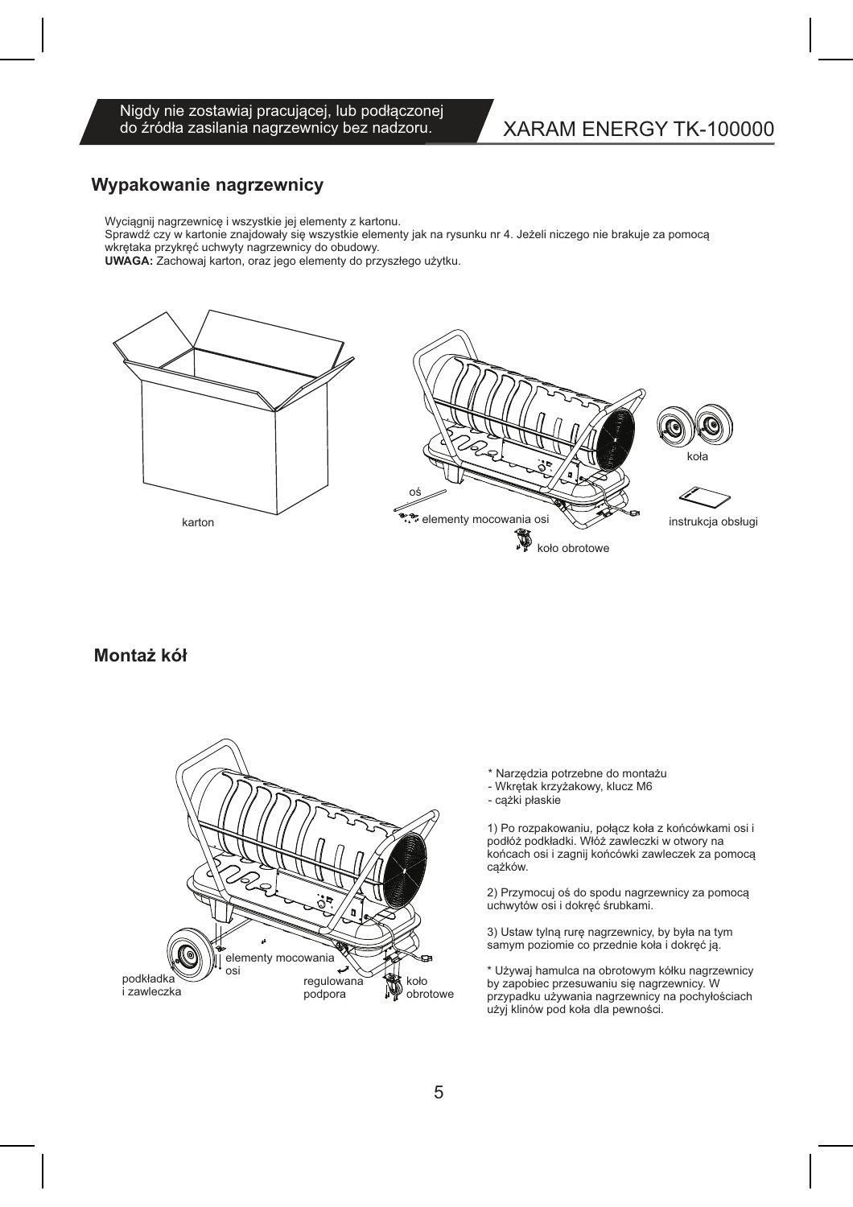## Wypakowanie nagrzewnicy

Wyciągnij nagrzewnicę i wszystkie jej elementy z kartonu.
Sprawdź czy w kartonie znajdowały się wszystkie elementy jak na rysunku nr 4. Jeżeli niczego nie brakuje za pomocą wkrętaka przykręć uchwyty nagrzewnicy do obudowy.
**UWAGA:** Zachowaj karton, oraz jego elementy do przyszłego użytku.

karton

oś

elementy mocowania osi

koło obrotowe

koła

instrukcja obsługi

## Montaż kół

podkładka i zawleczka

elementy mocowania osi

regulowana podpora

koło obrotowe

\* Narzędzia potrzebne do montażu
- Wkrętak krzyżakowy, klucz M6
- cążki płaskie

1) Po rozpakowaniu, połącz koła z końcówkami osi i podłóż podkładki. Włóż zawleczki w otwory na końcach osi i zagnij końcówki zawleczek za pomocą cążków.

2) Przymocuj oś do spodu nagrzewnicy za pomocą uchwytów osi i dokręć śrubkami.

3) Ustaw tylną rurę nagrzewnicy, by była na tym samym poziomie co przednie koła i dokręć ją.

\* Używaj hamulca na obrotowym kółku nagrzewnicy by zapobiec przesuwaniu się nagrzewnicy. W przypadku używania nagrzewnicy na pochyłościach użyj klinów pod koła dla pewności.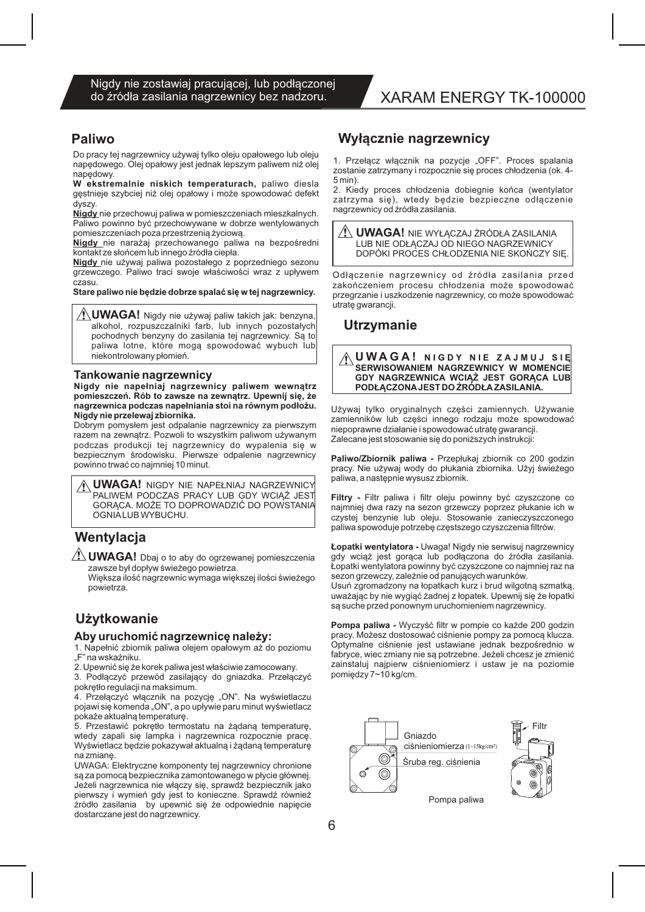## Paliwo

Do pracy tej nagrzewnicy używaj tylko oleju opałowego lub oleju napędowego. Olej opałowy jest jednak lepszym paliwem niż olej napędowy.

**W ekstremalnie niskich temperaturach,** paliwo diesla gęstnieje szybciej niż olej opałowy i może spowodować defekt dyszy.

**Nigdy** nie przechowuj paliwa w pomieszczeniach mieszkalnych. Paliwo powinno być przechowywane w dobrze wentylowanych pomieszczeniach poza przestrzenią życiową.

**Nigdy** nie narażaj przechowanego paliwa na bezpośredni kontakt ze słońcem lub innego źródła ciepła.

**Nigdy** nie używaj paliwa pozostałego z poprzedniego sezonu grzewczego. Paliwo traci swoje właściwości wraz z upływem czasu.

**Stare paliwo nie będzie dobrze spalać się w tej nagrzewnicy.**

> ⚠ **UWAGA!** Nigdy nie używaj paliw takich jak: benzyna, alkohol, rozpuszczalniki farb, lub innych pozostałych pochodnych benzyny do zasilania tej nagrzewnicy. Są to paliwa lotne, które mogą spowodować wybuch lub niekontrolowany płomień.

### Tankowanie nagrzewnicy

**Nigdy nie napełniaj nagrzewnicy paliwem wewnątrz pomieszczeń. Rób to zawsze na zewnątrz. Upewnij się, że nagrzewnica podczas napełniania stoi na równym podłożu. Nigdy nie przelewaj zbiornika.**

Dobrym pomysłem jest odpalanie nagrzewnicy za pierwszym razem na zewnątrz. Pozwoli to wszystkim paliwom używanym podczas produkcji tej nagrzewnicy do wypalenia się w bezpiecznym środowisku. Pierwsze odpalenie nagrzewnicy powinno trwać co najmniej 10 minut.

> ⚠ **UWAGA!** NIGDY NIE NAPEŁNIAJ NAGRZEWNICY PALIWEM PODCZAS PRACY LUB GDY WCIĄŻ JEST GORĄCA. MOŻE TO DOPROWADZIĆ DO POWSTANIA OGNIA LUB WYBUCHU.

## Wentylacja

> ⚠ **UWAGA!** Dbaj o to aby do ogrzewanej pomieszczenia zawsze był dopływ świeżego powietrza.
> Większa ilość nagrzewnic wymaga większej ilości świeżego powietrza.

## Użytkowanie

### Aby uruchomić nagrzewnicę należy:

1. Napełnić zbiornik paliwa olejem opałowym aż do poziomu „F" na wskaźniku.
2. Upewnić się że korek paliwa jest właściwie zamocowany.
3. Podłączyć przewód zasilający do gniazdka. Przełączyć pokrętło regulacji na maksimum.
4. Przełączyć włącznik na pozycję „ON". Na wyświetlaczu pojawi się komenda „ON", a po upływie paru minut wyświetlacz pokaże aktualną temperaturę.
5. Przestawić pokrętło termostatu na żądaną temperaturę, wtedy zapali się lampka i nagrzewnica rozpocznie pracę. Wyświetlacz będzie pokazywał aktualną i żądaną temperaturę na zmianę.

UWAGA: Elektryczne komponenty tej nagrzewnicy chronione są za pomocą bezpiecznika zamontowanego w płycie głównej. Jeżeli nagrzewnica nie włączy się, sprawdź bezpiecznik jako pierwszy i wymień gdy jest to konieczne. Sprawdź również źródło zasilania by upewnić się że odpowiednie napięcie dostarczane jest do nagrzewnicy.

## Wyłącznie nagrzewnicy

1. Przełącz włącznik na pozycje „OFF". Proces spalania zostanie zatrzymany i rozpocznie się proces chłodzenia (ok. 4-5 min).
2. Kiedy proces chłodzenia dobiegnie końca (wentylator zatrzyma się), wtedy będzie bezpieczne odłączenie nagrzewnicy od źródła zasilania.

> ⚠ **UWAGA!** NIE WYŁĄCZAJ ŹRÓDŁA ZASILANIA LUB NIE ODŁĄCZAJ OD NIEGO NAGRZEWNICY DOPÓKI PROCES CHŁODZENIA NIE SKOŃCZY SIĘ.

Odłączenie nagrzewnicy od źródła zasilania przed zakończeniem procesu chłodzenia może spowodować przegrzanie i uszkodzenie nagrzewnicy, co może spowodować utratę gwarancji.

## Utrzymanie

> ⚠ **UWAGA! NIGDY NIE ZAJMUJ SIĘ SERWISOWANIEM NAGRZEWNICY W MOMENCIE GDY NAGRZEWNICA WCIĄŻ JEST GORĄCA LUB PODŁĄCZONA JEST DO ŹRÓDŁA ZASILANIA.**

Używaj tylko oryginalnych części zamiennych. Używanie zamienników lub części innego rodzaju może spowodować niepoprawne działanie i spowodować utratę gwarancji.
Zalecane jest stosowanie się do poniższych instrukcji:

**Paliwo/Zbiornik paliwa -** Przepłukaj zbiornik co 200 godzin pracy. Nie używaj wody do płukania zbiornika. Użyj świeżego paliwa, a następnie wysusz zbiornik.

**Filtry -** Filtr paliwa i filtr oleju powinny być czyszczone co najmniej dwa razy na sezon grzewczy poprzez płukanie ich w czystej benzynie lub oleju. Stosowanie zanieczyszczonego paliwa spowoduje potrzebę częstszego czyszczenia filtrów.

**Łopatki wentylatora -** Uwaga! Nigdy nie serwisuj nagrzewnicy gdy wciąż jest gorąca lub podłączona do źródła zasilania. Łopatki wentylatora powinny być czyszczone co najmniej raz na sezon grzewczy, zależnie od panujących warunków.
Usuń zgromadzony na łopatkach kurz i brud wilgotną szmatką, uważając by nie wygiąć żadnej z łopatek. Upewnij się że łopatki są suche przed ponownym uruchomieniem nagrzewnicy.

**Pompa paliwa -** Wyczyść filtr w pompie co każde 200 godzin pracy. Możesz dostosować ciśnienie pompy za pomocą klucza. Optymalne ciśnienie jest ustawiane jednak bezpośrednio w fabryce, wiec zmiany nie są potrzebne. Jeżeli chcesz je zmienić zainstaluj najpierw ciśnieniomierz i ustaw je na poziomie pomiędzy 7~10 kg/cm.

Gniazdo ciśnieniomierza (1~15kg/cm²)

Śruba reg. ciśnienia

Filtr

Pompa paliwa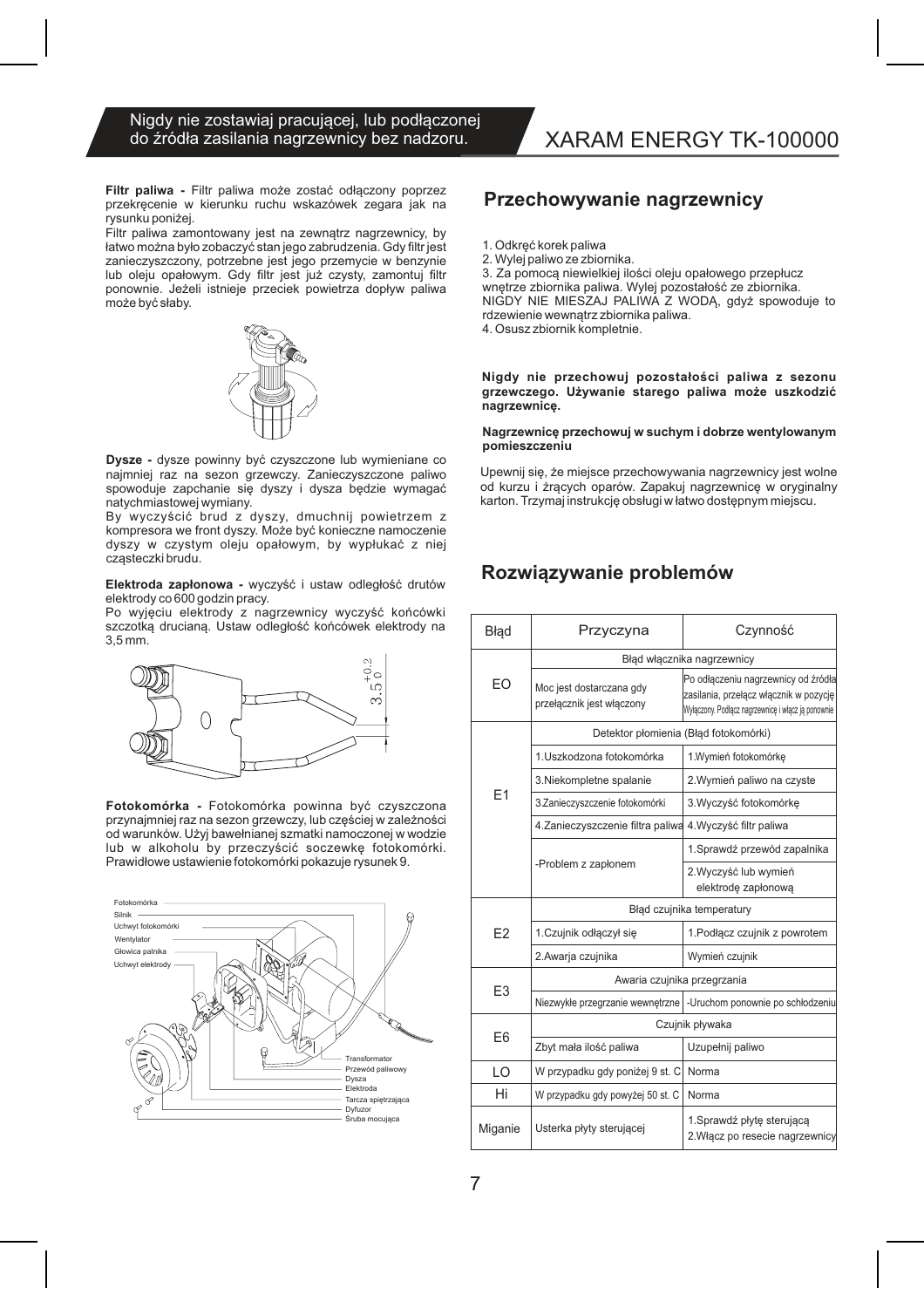Nigdy nie zostawiaj pracującej, lub podłączonej do źródła zasilania nagrzewnicy bez nadzoru.

XARAM ENERGY TK-100000

**Filtr paliwa -** Filtr paliwa może zostać odłączony poprzez przekręcenie w kierunku ruchu wskazówek zegara jak na rysunku poniżej.
Filtr paliwa zamontowany jest na zewnątrz nagrzewnicy, by łatwo można było zobaczyć stan jego zabrudzenia. Gdy filtr jest zanieczyszczony, potrzebne jest jego przemycie w benzynie lub oleju opałowym. Gdy filtr jest już czysty, zamontuj filtr ponownie. Jeżeli istnieje przeciek powietrza dopływ paliwa może być słaby.

**Dysze -** dysze powinny być czyszczone lub wymieniane co najmniej raz na sezon grzewczy. Zanieczyszczone paliwo spowoduje zapchanie się dyszy i dysza będzie wymagać natychmiastowej wymiany.
By wyczyścić brud z dyszy, dmuchnij powietrzem z kompresora we front dyszy. Może być konieczne namoczenie dyszy w czystym oleju opałowym, by wypłukać z niej cząsteczki brudu.

**Elektroda zapłonowa -** wyczyść i ustaw odległość drutów elektrody co 600 godzin pracy.
Po wyjęciu elektrody z nagrzewnicy wyczyść końcówki szczotką drucianą. Ustaw odległość końcówek elektrody na 3,5 mm.

$3.5^{+0.2}_{0}$

**Fotokomórka -** Fotokomórka powinna być czyszczona przynajmniej raz na sezon grzewczy, lub częściej w zależności od warunków. Użyj bawełnianej szmatki namoczonej w wodzie lub w alkoholu by przeczyścić soczewkę fotokomórki. Prawidłowe ustawienie fotokomórki pokazuje rysunek 9.

Fotokomórka
Silnik
Uchwyt fotokomórki
Wentylator
Głowica palnika
Uchwyt elektrody
Transformator
Przewód paliwowy
Dysza
Elektroda
Tarcza spiętrzająca
Dyfuzor
Śruba mocująca

## Przechowywanie nagrzewnicy

1. Odkręć korek paliwa
2. Wylej paliwo ze zbiornika.
3. Za pomocą niewielkiej ilości oleju opałowego przepłucz wnętrze zbiornika paliwa. Wylej pozostałość ze zbiornika. NIGDY NIE MIESZAJ PALIWA Z WODĄ, gdyż spowoduje to rdzewienie wewnątrz zbiornika paliwa.
4. Osusz zbiornik kompletnie.

**Nigdy nie przechowuj pozostałości paliwa z sezonu grzewczego. Używanie starego paliwa może uszkodzić nagrzewnicę.**

**Nagrzewnicę przechowuj w suchym i dobrze wentylowanym pomieszczeniu**

Upewnij się, że miejsce przechowywania nagrzewnicy jest wolne od kurzu i żrących oparów. Zapakuj nagrzewnicę w oryginalny karton. Trzymaj instrukcję obsługi w łatwo dostępnym miejscu.

## Rozwiązywanie problemów

| Błąd | Przyczyna | Czynność |
|---|---|---|
| EO | Błąd włącznika nagrzewnicy | |
| | Moc jest dostarczana gdy przełącznik jest włączony | Po odłączeniu nagrzewnicy od źródła zasilania, przełącz włącznik w pozycję Wyłączony. Podłącz nagrzewnicę i włącz ją ponownie |
| E1 | Detektor płomienia (Błąd fotokomórki) | |
| | 1.Uszkodzona fotokomórka | 1.Wymień fotokomórkę |
| | 3.Niekompletne spalanie | 2.Wymień paliwo na czyste |
| | 3.Zanieczyszczenie fotokomórki | 3.Wyczyść fotokomórkę |
| | 4.Zanieczyszczenie filtra paliwa | 4.Wyczyść filtr paliwa |
| | -Problem z zapłonem | 1.Sprawdź przewód zapalnika |
| | | 2.Wyczyść lub wymień elektrodę zapłonową |
| E2 | Błąd czujnika temperatury | |
| | 1.Czujnik odłączył się | 1.Podłącz czujnik z powrotem |
| | 2.Awaria czujnika | Wymień czujnik |
| E3 | Awaria czujnika przegrzania | |
| | Niezwykłe przegrzanie wewnętrzne | -Uruchom ponownie po schłodzeniu |
| E6 | Czujnik pływaka | |
| | Zbyt mała ilość paliwa | Uzupełnij paliwo |
| LO | W przypadku gdy poniżej 9 st. C | Norma |
| Hi | W przypadku gdy powyżej 50 st. C | Norma |
| Miganie | Usterka płyty sterującej | 1.Sprawdź płytę sterującą<br>2.Włącz po resecie nagrzewnicy |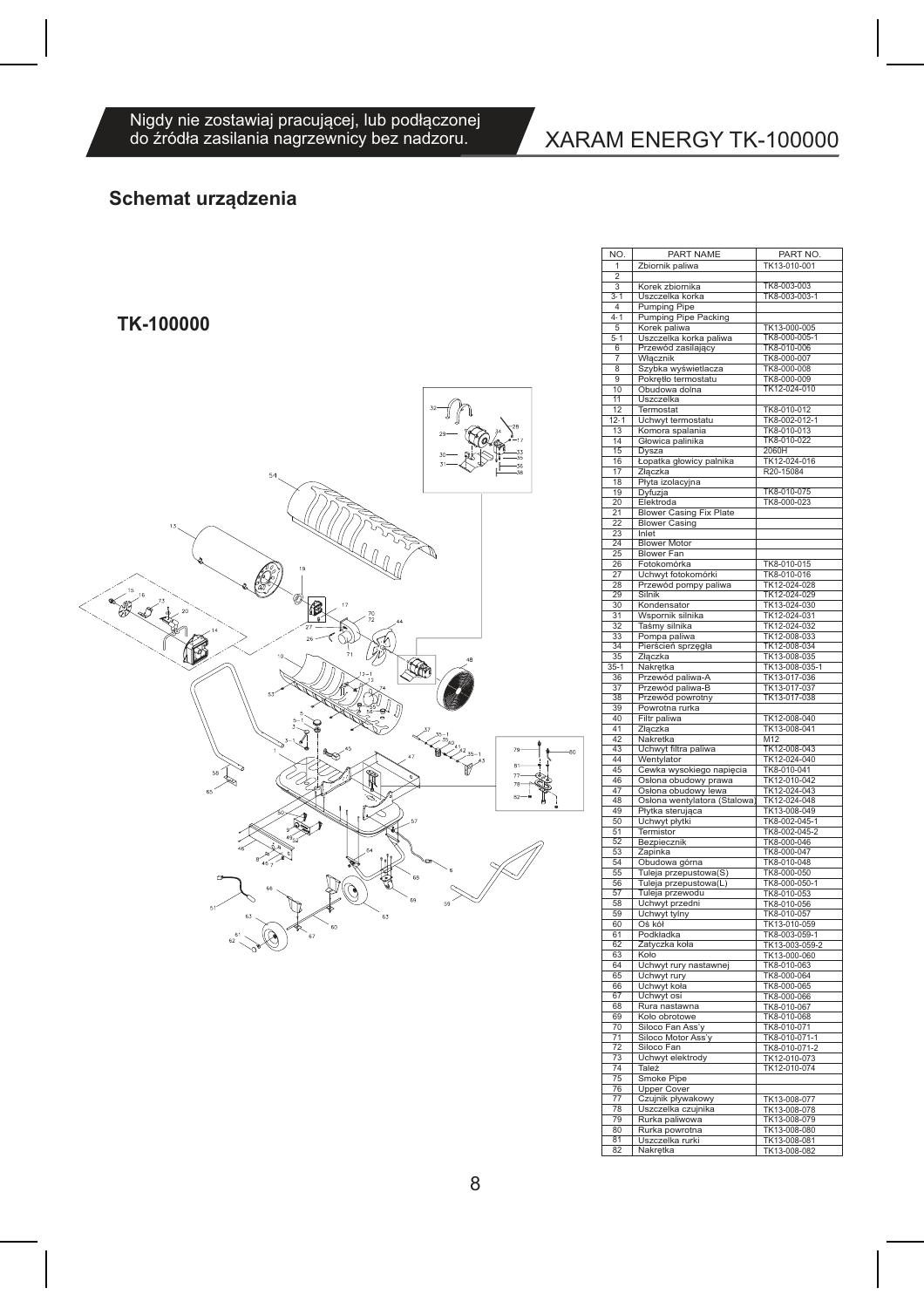Nigdy nie zostawiaj pracującej, lub podłączonej do źródła zasilania nagrzewnicy bez nadzoru.

XARAM ENERGY TK-100000

## Schemat urządzenia

### TK-100000

| NO. | PART NAME | PART NO. |
|---|---|---|
| 1 | Zbiornik paliwa | TK13-010-001 |
| 2 | | |
| 3 | Korek zbiornika | TK8-003-003 |
| 3-1 | Uszczelka korka | TK8-003-003-1 |
| 4 | Pumping Pipe | |
| 4-1 | Pumping Pipe Packing | |
| 5 | Korek paliwa | TK13-000-005 |
| 5-1 | Uszczelka korka paliwa | TK8-000-005-1 |
| 6 | Przewód zasilający | TK8-010-006 |
| 7 | Włącznik | TK8-000-007 |
| 8 | Szybka wyświetlacza | TK8-000-008 |
| 9 | Pokrętło termostatu | TK8-000-009 |
| 10 | Obudowa dolna | TK12-024-010 |
| 11 | Uszczelka | |
| 12 | Termostat | TK8-010-012 |
| 12-1 | Uchwyt termostatu | TK8-002-012-1 |
| 13 | Komora spalania | TK8-010-013 |
| 14 | Głowica palinika | TK8-010-022 |
| 15 | Dysza | 2060H |
| 16 | Łopatka głowicy palnika | TK12-024-016 |
| 17 | Złączka | R20-15084 |
| 18 | Płyta izolacyjna | |
| 19 | Dyfuzja | TK8-010-075 |
| 20 | Elektroda | TK8-000-023 |
| 21 | Blower Casing Fix Plate | |
| 22 | Blower Casing | |
| 23 | Inlet | |
| 24 | Blower Motor | |
| 25 | Blower Fan | |
| 26 | Fotokomórka | TK8-010-015 |
| 27 | Uchwyt fotokomórki | TK8-010-016 |
| 28 | Przewód pompy paliwa | TK12-024-028 |
| 29 | Silnik | TK12-024-029 |
| 30 | Kondensator | TK13-024-030 |
| 31 | Wspornik silnika | TK12-024-031 |
| 32 | Taśmy silnika | TK12-024-032 |
| 33 | Pompa paliwa | TK12-008-033 |
| 34 | Pierścień sprzęgła | TK12-008-034 |
| 35 | Złączka | TK13-008-035 |
| 35-1 | Nakrętka | TK13-008-035-1 |
| 36 | Przewód paliwa-A | TK13-017-036 |
| 37 | Przewód paliwa-B | TK13-017-037 |
| 38 | Przewód powrotny | TK13-017-038 |
| 39 | Powrotna rurka | |
| 40 | Filtr paliwa | TK12-008-040 |
| 41 | Złączka | TK13-008-041 |
| 42 | Nakretka | M12 |
| 43 | Uchwyt filtra paliwa | TK12-008-043 |
| 44 | Wentylator | TK12-024-040 |
| 45 | Cewka wysokiego napięcia | TK8-010-041 |
| 46 | Osłona obudowy prawa | TK12-010-042 |
| 47 | Osłona obudowy lewa | TK12-024-043 |
| 48 | Osłona wentylatora (Stalowa) | TK12-024-048 |
| 49 | Płytka sterująca | TK13-008-049 |
| 50 | Uchwyt płytki | TK8-002-045-1 |
| 51 | Termistor | TK8-002-045-2 |
| 52 | Bezpiecznik | TK8-000-046 |
| 53 | Zapinka | TK8-000-047 |
| 54 | Obudowa górna | TK8-010-048 |
| 55 | Tuleja przepustowa(S) | TK8-000-050 |
| 56 | Tuleja przepustowa(L) | TK8-000-050-1 |
| 57 | Tuleja przewodu | TK8-010-053 |
| 58 | Uchwyt przedni | TK8-010-056 |
| 59 | Uchwyt tylny | TK8-010-057 |
| 60 | Oś kół | TK13-010-059 |
| 61 | Podkładka | TK8-003-059-1 |
| 62 | Zatyczka koła | TK13-003-059-2 |
| 63 | Koło | TK13-000-060 |
| 64 | Uchwyt rury nastawnej | TK8-010-063 |
| 65 | Uchwyt rury | TK8-000-064 |
| 66 | Uchwyt koła | TK8-000-065 |
| 67 | Uchwyt osi | TK8-000-066 |
| 68 | Rura nastawna | TK8-010-067 |
| 69 | Koło obrotowe | TK8-010-068 |
| 70 | Siloco Fan Ass'y | TK8-010-071 |
| 71 | Siloco Motor Ass'y | TK8-010-071-1 |
| 72 | Siloco Fan | TK8-010-071-2 |
| 73 | Uchwyt elektrody | TK12-010-073 |
| 74 | Tależ | TK12-010-074 |
| 75 | Smoke Pipe | |
| 76 | Upper Cover | |
| 77 | Czujnik pływakowy | TK13-008-077 |
| 78 | Uszczelka czujnika | TK13-008-078 |
| 79 | Rurka paliwowa | TK13-008-079 |
| 80 | Rurka powrotna | TK13-008-080 |
| 81 | Uszczelka rurki | TK13-008-081 |
| 82 | Nakrętka | TK13-008-082 |